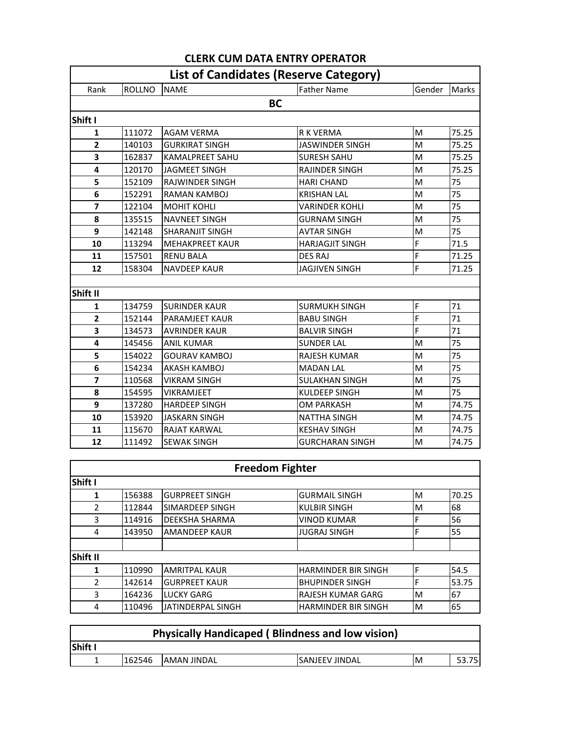# CLERK CUM DATA ENTRY OPERATOR

## List of Candidates (Reserve Category)

| Rank | ROLLNO | NAME | Father Name | Gender | Marks |
|---|---|---|---|---|---|
| **BC** | | | | | |
| **Shift I** | | | | | |
| **1** | 111072 | AGAM VERMA | R K VERMA | M | 75.25 |
| **2** | 140103 | GURKIRAT SINGH | JASWINDER SINGH | M | 75.25 |
| **3** | 162837 | KAMALPREET SAHU | SURESH SAHU | M | 75.25 |
| **4** | 120170 | JAGMEET SINGH | RAJINDER SINGH | M | 75.25 |
| **5** | 152109 | RAJWINDER SINGH | HARI CHAND | M | 75 |
| **6** | 152291 | RAMAN KAMBOJ | KRISHAN LAL | M | 75 |
| **7** | 122104 | MOHIT KOHLI | VARINDER KOHLI | M | 75 |
| **8** | 135515 | NAVNEET SINGH | GURNAM SINGH | M | 75 |
| **9** | 142148 | SHARANJIT SINGH | AVTAR SINGH | M | 75 |
| **10** | 113294 | MEHAKPREET KAUR | HARJAGJIT SINGH | F | 71.5 |
| **11** | 157501 | RENU BALA | DES RAJ | F | 71.25 |
| **12** | 158304 | NAVDEEP KAUR | JAGJIVEN SINGH | F | 71.25 |
| **Shift II** | | | | | |
| **1** | 134759 | SURINDER KAUR | SURMUKH SINGH | F | 71 |
| **2** | 152144 | PARAMJEET KAUR | BABU SINGH | F | 71 |
| **3** | 134573 | AVRINDER KAUR | BALVIR SINGH | F | 71 |
| **4** | 145456 | ANIL KUMAR | SUNDER LAL | M | 75 |
| **5** | 154022 | GOURAV KAMBOJ | RAJESH KUMAR | M | 75 |
| **6** | 154234 | AKASH KAMBOJ | MADAN LAL | M | 75 |
| **7** | 110568 | VIKRAM SINGH | SULAKHAN SINGH | M | 75 |
| **8** | 154595 | VIKRAMJEET | KULDEEP SINGH | M | 75 |
| **9** | 137280 | HARDEEP SINGH | OM PARKASH | M | 74.75 |
| **10** | 153920 | JASKARN SINGH | NATTHA SINGH | M | 74.75 |
| **11** | 115670 | RAJAT KARWAL | KESHAV SINGH | M | 74.75 |
| **12** | 111492 | SEWAK SINGH | GURCHARAN SINGH | M | 74.75 |

## Freedom Fighter

| Rank | ROLLNO | NAME | Father Name | Gender | Marks |
|---|---|---|---|---|---|
| **Shift I** | | | | | |
| **1** | 156388 | GURPREET SINGH | GURMAIL SINGH | M | 70.25 |
| 2 | 112844 | SIMARDEEP SINGH | KULBIR SINGH | M | 68 |
| 3 | 114916 | DEEKSHA SHARMA | VINOD KUMAR | F | 56 |
| 4 | 143950 | AMANDEEP KAUR | JUGRAJ SINGH | F | 55 |
| **Shift II** | | | | | |
| **1** | 110990 | AMRITPAL KAUR | HARMINDER BIR SINGH | F | 54.5 |
| 2 | 142614 | GURPREET KAUR | BHUPINDER SINGH | F | 53.75 |
| 3 | 164236 | LUCKY GARG | RAJESH KUMAR GARG | M | 67 |
| 4 | 110496 | JATINDERPAL SINGH | HARMINDER BIR SINGH | M | 65 |

## Physically Handicaped ( Blindness and low vision)

| Rank | ROLLNO | NAME | Father Name | Gender | Marks |
|---|---|---|---|---|---|
| **Shift I** | | | | | |
| 1 | 162546 | AMAN JINDAL | SANJEEV JINDAL | M | 53.75 |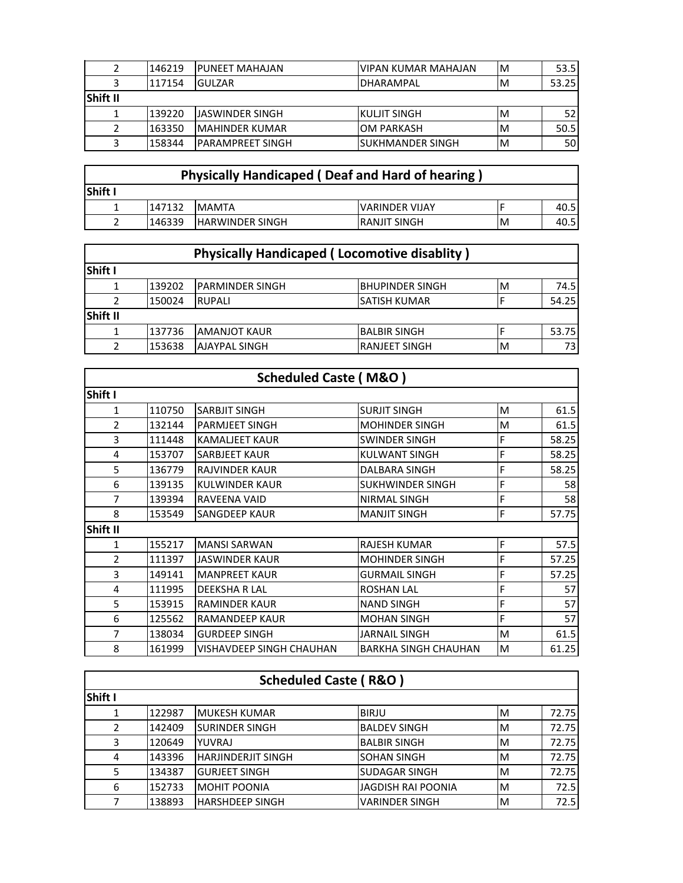| | | | | | |
|---|---|---|---|---|---|
| 2 | 146219 | PUNEET MAHAJAN | VIPAN KUMAR MAHAJAN | M | 53.5 |
| 3 | 117154 | GULZAR | DHARAMPAL | M | 53.25 |
| **Shift II** | | | | | |
| 1 | 139220 | JASWINDER SINGH | KULJIT SINGH | M | 52 |
| 2 | 163350 | MAHINDER KUMAR | OM PARKASH | M | 50.5 |
| 3 | 158344 | PARAMPREET SINGH | SUKHMANDER SINGH | M | 50 |

| **Physically Handicaped ( Deaf and Hard of hearing )** | | | | | |
|---|---|---|---|---|---|
| **Shift I** | | | | | |
| 1 | 147132 | MAMTA | VARINDER VIJAY | F | 40.5 |
| 2 | 146339 | HARWINDER SINGH | RANJIT SINGH | M | 40.5 |

| **Physically Handicaped ( Locomotive disablity )** | | | | | |
|---|---|---|---|---|---|
| **Shift I** | | | | | |
| 1 | 139202 | PARMINDER SINGH | BHUPINDER SINGH | M | 74.5 |
| 2 | 150024 | RUPALI | SATISH KUMAR | F | 54.25 |
| **Shift II** | | | | | |
| 1 | 137736 | AMANJOT KAUR | BALBIR SINGH | F | 53.75 |
| 2 | 153638 | AJAYPAL SINGH | RANJEET SINGH | M | 73 |

| **Scheduled Caste ( M&O )** | | | | | |
|---|---|---|---|---|---|
| **Shift I** | | | | | |
| 1 | 110750 | SARBJIT SINGH | SURJIT SINGH | M | 61.5 |
| 2 | 132144 | PARMJEET SINGH | MOHINDER SINGH | M | 61.5 |
| 3 | 111448 | KAMALJEET KAUR | SWINDER SINGH | F | 58.25 |
| 4 | 153707 | SARBJEET KAUR | KULWANT SINGH | F | 58.25 |
| 5 | 136779 | RAJVINDER KAUR | DALBARA SINGH | F | 58.25 |
| 6 | 139135 | KULWINDER KAUR | SUKHWINDER SINGH | F | 58 |
| 7 | 139394 | RAVEENA VAID | NIRMAL SINGH | F | 58 |
| 8 | 153549 | SANGDEEP KAUR | MANJIT SINGH | F | 57.75 |
| **Shift II** | | | | | |
| 1 | 155217 | MANSI SARWAN | RAJESH KUMAR | F | 57.5 |
| 2 | 111397 | JASWINDER KAUR | MOHINDER SINGH | F | 57.25 |
| 3 | 149141 | MANPREET KAUR | GURMAIL SINGH | F | 57.25 |
| 4 | 111995 | DEEKSHA R LAL | ROSHAN LAL | F | 57 |
| 5 | 153915 | RAMINDER KAUR | NAND SINGH | F | 57 |
| 6 | 125562 | RAMANDEEP KAUR | MOHAN SINGH | F | 57 |
| 7 | 138034 | GURDEEP SINGH | JARNAIL SINGH | M | 61.5 |
| 8 | 161999 | VISHAVDEEP SINGH CHAUHAN | BARKHA SINGH CHAUHAN | M | 61.25 |

| **Scheduled Caste ( R&O )** | | | | | |
|---|---|---|---|---|---|
| **Shift I** | | | | | |
| 1 | 122987 | MUKESH KUMAR | BIRJU | M | 72.75 |
| 2 | 142409 | SURINDER SINGH | BALDEV SINGH | M | 72.75 |
| 3 | 120649 | YUVRAJ | BALBIR SINGH | M | 72.75 |
| 4 | 143396 | HARJINDERJIT SINGH | SOHAN SINGH | M | 72.75 |
| 5 | 134387 | GURJEET SINGH | SUDAGAR SINGH | M | 72.75 |
| 6 | 152733 | MOHIT POONIA | JAGDISH RAI POONIA | M | 72.5 |
| 7 | 138893 | HARSHDEEP SINGH | VARINDER SINGH | M | 72.5 |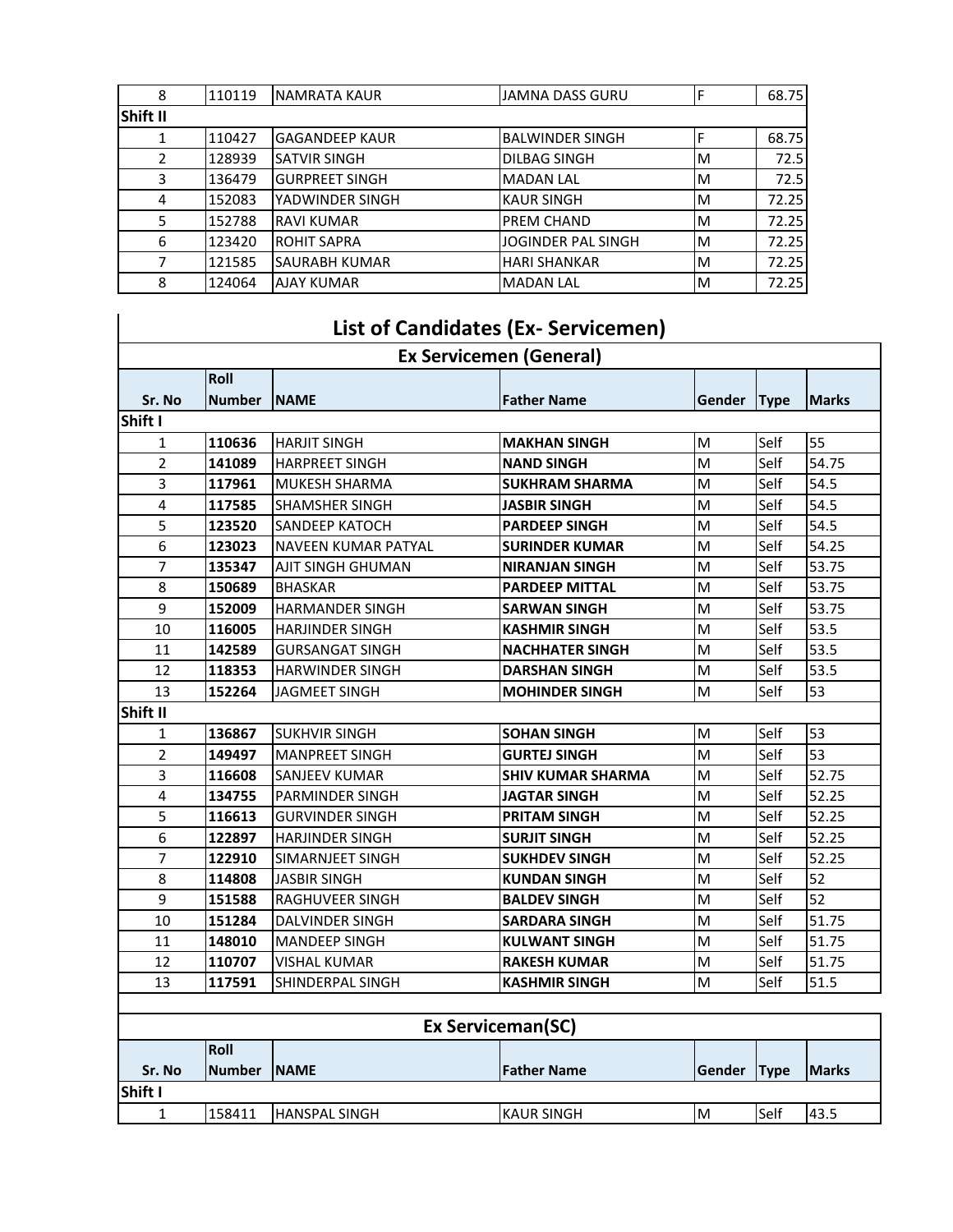| 8 | 110119 | NAMRATA KAUR | JAMNA DASS GURU | F | 68.75 |
|---|---|---|---|---|---|
| **Shift II** | | | | | |
| 1 | 110427 | GAGANDEEP KAUR | BALWINDER SINGH | F | 68.75 |
| 2 | 128939 | SATVIR SINGH | DILBAG SINGH | M | 72.5 |
| 3 | 136479 | GURPREET SINGH | MADAN LAL | M | 72.5 |
| 4 | 152083 | YADWINDER SINGH | KAUR SINGH | M | 72.25 |
| 5 | 152788 | RAVI KUMAR | PREM CHAND | M | 72.25 |
| 6 | 123420 | ROHIT SAPRA | JOGINDER PAL SINGH | M | 72.25 |
| 7 | 121585 | SAURABH KUMAR | HARI SHANKAR | M | 72.25 |
| 8 | 124064 | AJAY KUMAR | MADAN LAL | M | 72.25 |

# List of Candidates (Ex- Servicemen)

## Ex Servicemen (General)

| Sr. No | Roll Number | NAME | Father Name | Gender | Type | Marks |
|---|---|---|---|---|---|---|
| **Shift I** | | | | | | |
| 1 | **110636** | HARJIT SINGH | **MAKHAN SINGH** | M | Self | 55 |
| 2 | **141089** | HARPREET SINGH | **NAND SINGH** | M | Self | 54.75 |
| 3 | **117961** | MUKESH SHARMA | **SUKHRAM SHARMA** | M | Self | 54.5 |
| 4 | **117585** | SHAMSHER SINGH | **JASBIR SINGH** | M | Self | 54.5 |
| 5 | **123520** | SANDEEP KATOCH | **PARDEEP SINGH** | M | Self | 54.5 |
| 6 | **123023** | NAVEEN KUMAR PATYAL | **SURINDER KUMAR** | M | Self | 54.25 |
| 7 | **135347** | AJIT SINGH GHUMAN | **NIRANJAN SINGH** | M | Self | 53.75 |
| 8 | **150689** | BHASKAR | **PARDEEP MITTAL** | M | Self | 53.75 |
| 9 | **152009** | HARMANDER SINGH | **SARWAN SINGH** | M | Self | 53.75 |
| 10 | **116005** | HARJINDER SINGH | **KASHMIR SINGH** | M | Self | 53.5 |
| 11 | **142589** | GURSANGAT SINGH | **NACHHATER SINGH** | M | Self | 53.5 |
| 12 | **118353** | HARWINDER SINGH | **DARSHAN SINGH** | M | Self | 53.5 |
| 13 | **152264** | JAGMEET SINGH | **MOHINDER SINGH** | M | Self | 53 |
| **Shift II** | | | | | | |
| 1 | **136867** | SUKHVIR SINGH | **SOHAN SINGH** | M | Self | 53 |
| 2 | **149497** | MANPREET SINGH | **GURTEJ SINGH** | M | Self | 53 |
| 3 | **116608** | SANJEEV KUMAR | **SHIV KUMAR SHARMA** | M | Self | 52.75 |
| 4 | **134755** | PARMINDER SINGH | **JAGTAR SINGH** | M | Self | 52.25 |
| 5 | **116613** | GURVINDER SINGH | **PRITAM SINGH** | M | Self | 52.25 |
| 6 | **122897** | HARJINDER SINGH | **SURJIT SINGH** | M | Self | 52.25 |
| 7 | **122910** | SIMARNJEET SINGH | **SUKHDEV SINGH** | M | Self | 52.25 |
| 8 | **114808** | JASBIR SINGH | **KUNDAN SINGH** | M | Self | 52 |
| 9 | **151588** | RAGHUVEER SINGH | **BALDEV SINGH** | M | Self | 52 |
| 10 | **151284** | DALVINDER SINGH | **SARDARA SINGH** | M | Self | 51.75 |
| 11 | **148010** | MANDEEP SINGH | **KULWANT SINGH** | M | Self | 51.75 |
| 12 | **110707** | VISHAL KUMAR | **RAKESH KUMAR** | M | Self | 51.75 |
| 13 | **117591** | SHINDERPAL SINGH | **KASHMIR SINGH** | M | Self | 51.5 |

## Ex Serviceman(SC)

| Sr. No | Roll Number | NAME | Father Name | Gender | Type | Marks |
|---|---|---|---|---|---|---|
| **Shift I** | | | | | | |
| 1 | 158411 | HANSPAL SINGH | KAUR SINGH | M | Self | 43.5 |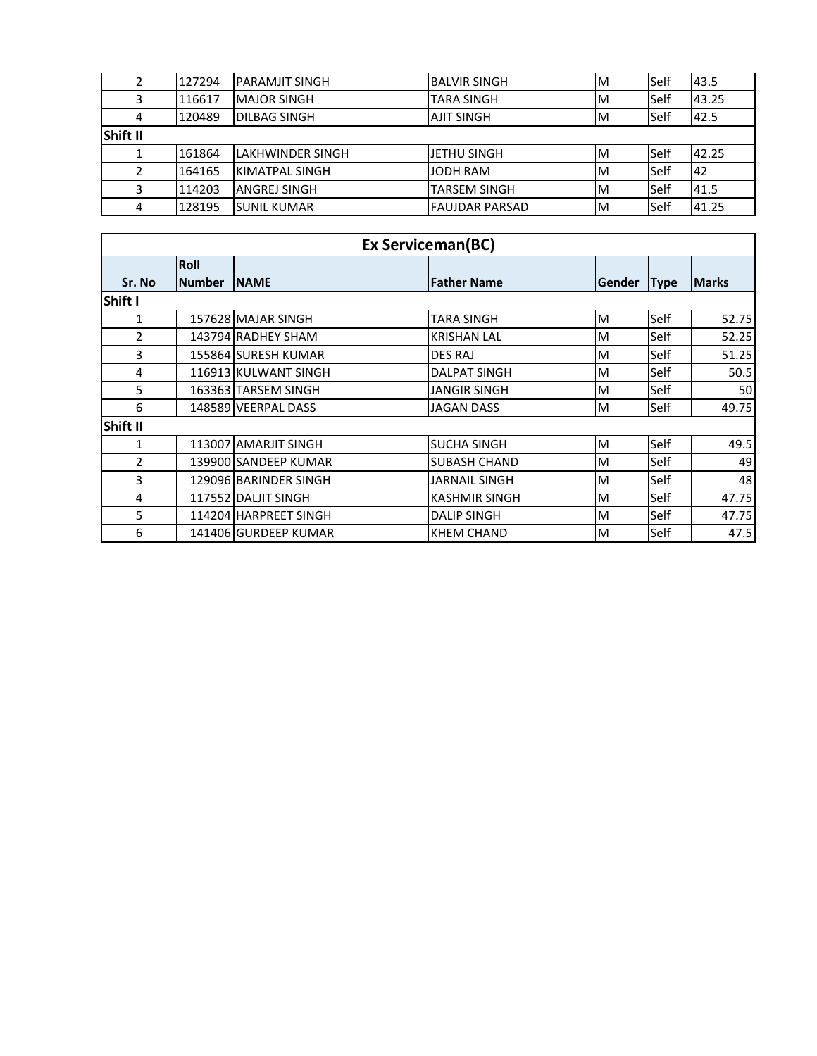| | | | | | | |
|---|---|---|---|---|---|---|
| 2 | 127294 | PARAMJIT SINGH | BALVIR SINGH | M | Self | 43.5 |
| 3 | 116617 | MAJOR SINGH | TARA SINGH | M | Self | 43.25 |
| 4 | 120489 | DILBAG SINGH | AJIT SINGH | M | Self | 42.5 |
| **Shift II** | | | | | | |
| 1 | 161864 | LAKHWINDER SINGH | JETHU SINGH | M | Self | 42.25 |
| 2 | 164165 | KIMATPAL SINGH | JODH RAM | M | Self | 42 |
| 3 | 114203 | ANGREJ SINGH | TARSEM SINGH | M | Self | 41.5 |
| 4 | 128195 | SUNIL KUMAR | FAUJDAR PARSAD | M | Self | 41.25 |

## Ex Serviceman(BC)

| Sr. No | Roll Number | NAME | Father Name | Gender | Type | Marks |
|---|---|---|---|---|---|---|
| **Shift I** | | | | | | |
| 1 | 157628 | MAJAR SINGH | TARA SINGH | M | Self | 52.75 |
| 2 | 143794 | RADHEY SHAM | KRISHAN LAL | M | Self | 52.25 |
| 3 | 155864 | SURESH KUMAR | DES RAJ | M | Self | 51.25 |
| 4 | 116913 | KULWANT SINGH | DALPAT SINGH | M | Self | 50.5 |
| 5 | 163363 | TARSEM SINGH | JANGIR SINGH | M | Self | 50 |
| 6 | 148589 | VEERPAL DASS | JAGAN DASS | M | Self | 49.75 |
| **Shift II** | | | | | | |
| 1 | 113007 | AMARJIT SINGH | SUCHA SINGH | M | Self | 49.5 |
| 2 | 139900 | SANDEEP KUMAR | SUBASH CHAND | M | Self | 49 |
| 3 | 129096 | BARINDER SINGH | JARNAIL SINGH | M | Self | 48 |
| 4 | 117552 | DALJIT SINGH | KASHMIR SINGH | M | Self | 47.75 |
| 5 | 114204 | HARPREET SINGH | DALIP SINGH | M | Self | 47.75 |
| 6 | 141406 | GURDEEP KUMAR | KHEM CHAND | M | Self | 47.5 |